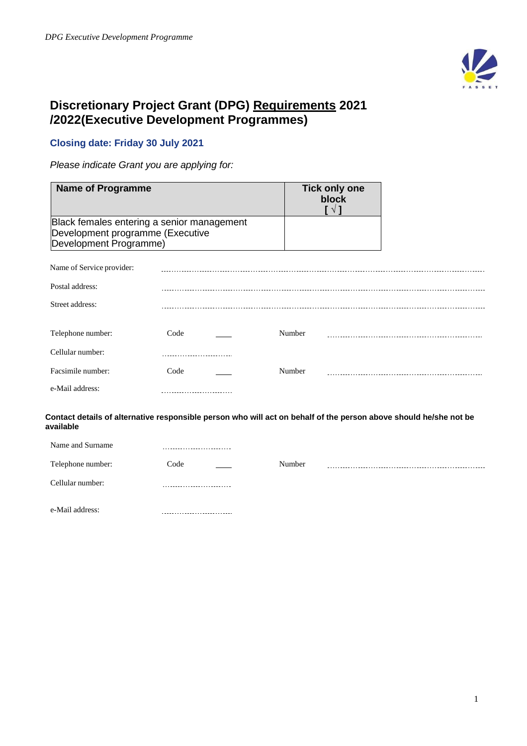# Discretionary Project Grant (DPG) <u>Requirements</u> 2021 /2022(Executive Development Programmes)

**Closing date: Friday 30 July 2021**

*Please indicate Grant you are applying for:*

| Name of Programme | Tick only one block [ √ ] |
|---|---|
| Black females entering a senior management Development programme (Executive Development Programme) | |

Name of Service provider: ..............................................................................................................

Postal address: ..............................................................................................................

Street address: ..............................................................................................................

Telephone number: Code \_\_\_\_ Number ..............................................................

Cellular number: ..............................

Facsimile number: Code \_\_\_\_ Number ..............................................................

e-Mail address: ..............................

**Contact details of alternative responsible person who will act on behalf of the person above should he/she not be available**

Name and Surname ..............................

Telephone number: Code \_\_\_\_ Number ..............................................................

Cellular number: ..............................

e-Mail address: ..............................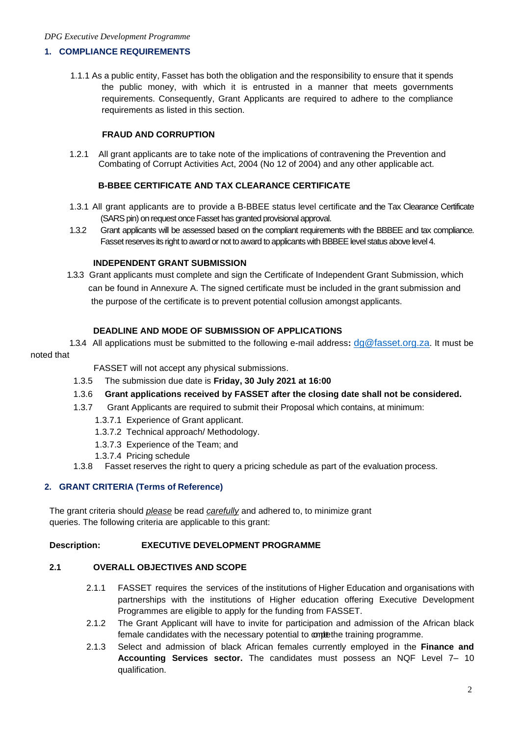## 1. COMPLIANCE REQUIREMENTS

1.1.1 As a public entity, Fasset has both the obligation and the responsibility to ensure that it spends the public money, with which it is entrusted in a manner that meets governments requirements. Consequently, Grant Applicants are required to adhere to the compliance requirements as listed in this section.

**FRAUD AND CORRUPTION**

1.2.1 All grant applicants are to take note of the implications of contravening the Prevention and Combating of Corrupt Activities Act, 2004 (No 12 of 2004) and any other applicable act.

**B-BBEE CERTIFICATE AND TAX CLEARANCE CERTIFICATE**

1.3.1 All grant applicants are to provide a B-BBEE status level certificate and the Tax Clearance Certificate (SARS pin) on request once Fasset has granted provisional approval.

1.3.2 Grant applicants will be assessed based on the compliant requirements with the BBBEE and tax compliance. Fasset reserves its right to award or not to award to applicants with BBBEE level status above level 4.

**INDEPENDENT GRANT SUBMISSION**

1.3.3 Grant applicants must complete and sign the Certificate of Independent Grant Submission, which can be found in Annexure A. The signed certificate must be included in the grant submission and the purpose of the certificate is to prevent potential collusion amongst applicants.

**DEADLINE AND MODE OF SUBMISSION OF APPLICATIONS**

1.3.4 All applications must be submitted to the following e-mail address**:** dg@fasset.org.za. It must be noted that FASSET will not accept any physical submissions.

1.3.5 The submission due date is **Friday, 30 July 2021 at 16:00**

1.3.6 **Grant applications received by FASSET after the closing date shall not be considered.**

1.3.7 Grant Applicants are required to submit their Proposal which contains, at minimum:

- 1.3.7.1 Experience of Grant applicant.
- 1.3.7.2 Technical approach/ Methodology.
- 1.3.7.3 Experience of the Team; and
- 1.3.7.4 Pricing schedule

1.3.8 Fasset reserves the right to query a pricing schedule as part of the evaluation process.

## 2. GRANT CRITERIA (Terms of Reference)

The grant criteria should *please* be read *carefully* and adhered to, to minimize grant queries. The following criteria are applicable to this grant:

**Description:** **EXECUTIVE DEVELOPMENT PROGRAMME**

### 2.1 OVERALL OBJECTIVES AND SCOPE

2.1.1 FASSET requires the services of the institutions of Higher Education and organisations with partnerships with the institutions of Higher education offering Executive Development Programmes are eligible to apply for the funding from FASSET.

2.1.2 The Grant Applicant will have to invite for participation and admission of the African black female candidates with the necessary potential to complete the training programme.

2.1.3 Select and admission of black African females currently employed in the **Finance and Accounting Services sector.** The candidates must possess an NQF Level 7– 10 qualification.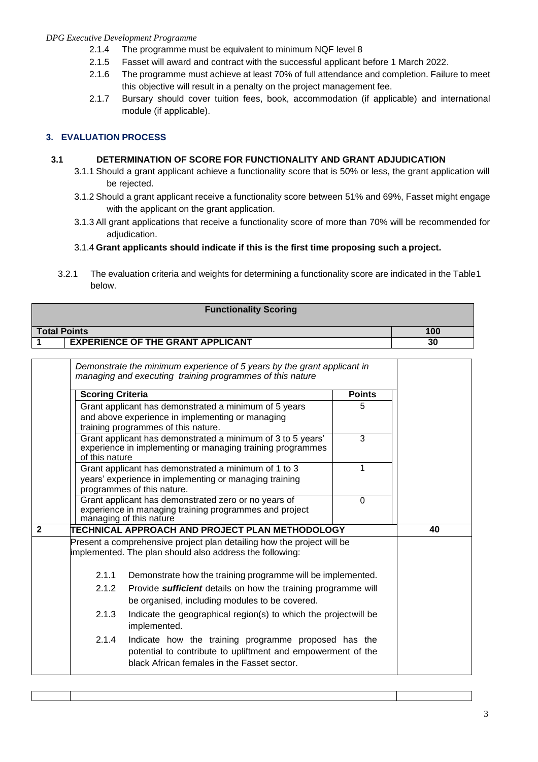- 2.1.4 The programme must be equivalent to minimum NQF level 8
- 2.1.5 Fasset will award and contract with the successful applicant before 1 March 2022.
- 2.1.6 The programme must achieve at least 70% of full attendance and completion. Failure to meet this objective will result in a penalty on the project management fee.
- 2.1.7 Bursary should cover tuition fees, book, accommodation (if applicable) and international module (if applicable).

## 3. EVALUATION PROCESS

### 3.1 DETERMINATION OF SCORE FOR FUNCTIONALITY AND GRANT ADJUDICATION

3.1.1 Should a grant applicant achieve a functionality score that is 50% or less, the grant application will be rejected.

3.1.2 Should a grant applicant receive a functionality score between 51% and 69%, Fasset might engage with the applicant on the grant application.

3.1.3 All grant applications that receive a functionality score of more than 70% will be recommended for adjudication.

3.1.4 **Grant applicants should indicate if this is the first time proposing such a project.**

3.2.1 The evaluation criteria and weights for determining a functionality score are indicated in the Table1 below.

| **Functionality Scoring** | | |
|---|---|---|
| **Total Points** | | **100** |
| **1** | **EXPERIENCE OF THE GRANT APPLICANT** | **30** |
| | *Demonstrate the minimum experience of 5 years by the grant applicant in managing and executing training programmes of this nature* | |
| | **Scoring Criteria** — **Points** | |
| | Grant applicant has demonstrated a minimum of 5 years and above experience in implementing or managing training programmes of this nature. — 5 | |
| | Grant applicant has demonstrated a minimum of 3 to 5 years' experience in implementing or managing training programmes of this nature — 3 | |
| | Grant applicant has demonstrated a minimum of 1 to 3 years' experience in implementing or managing training programmes of this nature. — 1 | |
| | Grant applicant has demonstrated zero or no years of experience in managing training programmes and project managing of this nature — 0 | |
| **2** | **TECHNICAL APPROACH AND PROJECT PLAN METHODOLOGY** | **40** |
| | Present a comprehensive project plan detailing how the project will be implemented. The plan should also address the following:<br><br>2.1.1 Demonstrate how the training programme will be implemented.<br>2.1.2 Provide ***sufficient*** details on how the training programme will be organised, including modules to be covered.<br>2.1.3 Indicate the geographical region(s) to which the projectwill be implemented.<br>2.1.4 Indicate how the training programme proposed has the potential to contribute to upliftment and empowerment of the black African females in the Fasset sector. | |
| | | |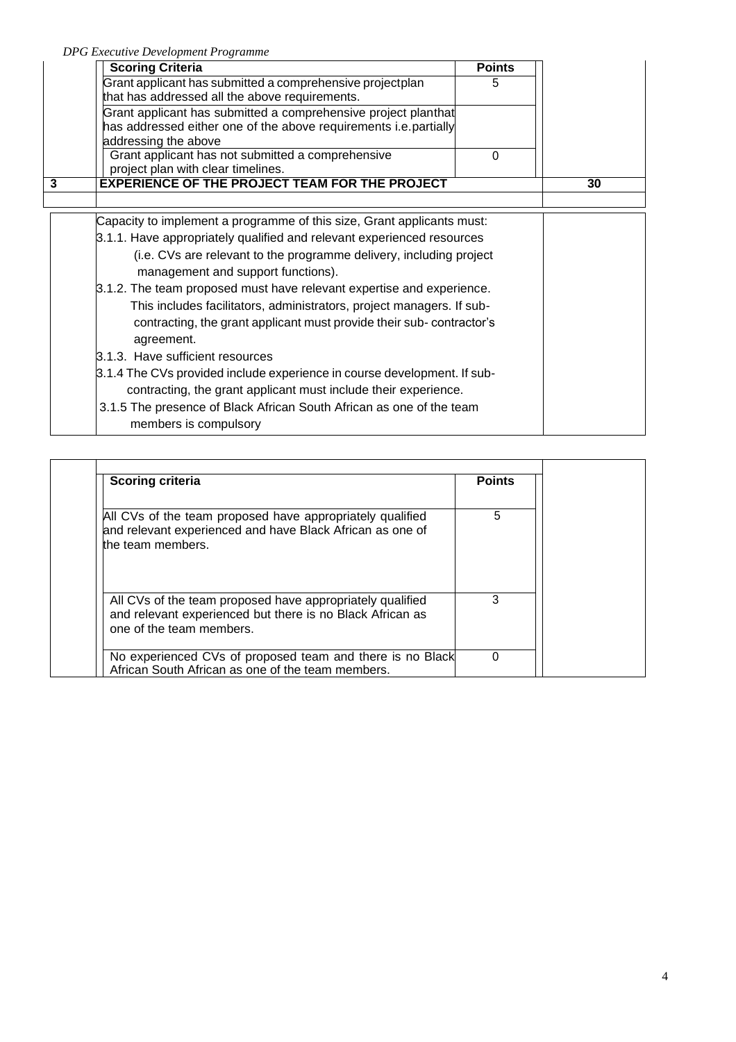| Scoring Criteria | Points |
| --- | --- |
| Grant applicant has submitted a comprehensive projectplan that has addressed all the above requirements. | 5 |
| Grant applicant has submitted a comprehensive project planthat has addressed either one of the above requirements i.e.partially addressing the above | |
| Grant applicant has not submitted a comprehensive project plan with clear timelines. | 0 |

| 3 | EXPERIENCE OF THE PROJECT TEAM FOR THE PROJECT | 30 |
| --- | --- | --- |

Capacity to implement a programme of this size, Grant applicants must:

3.1.1. Have appropriately qualified and relevant experienced resources (i.e. CVs are relevant to the programme delivery, including project management and support functions).

3.1.2. The team proposed must have relevant expertise and experience. This includes facilitators, administrators, project managers. If sub-contracting, the grant applicant must provide their sub- contractor's agreement.

3.1.3. Have sufficient resources

3.1.4 The CVs provided include experience in course development. If sub-contracting, the grant applicant must include their experience.

3.1.5 The presence of Black African South African as one of the team members is compulsory

| Scoring criteria | Points |
| --- | --- |
| All CVs of the team proposed have appropriately qualified and relevant experienced and have Black African as one of the team members. | 5 |
| All CVs of the team proposed have appropriately qualified and relevant experienced but there is no Black African as one of the team members. | 3 |
| No experienced CVs of proposed team and there is no Black African South African as one of the team members. | 0 |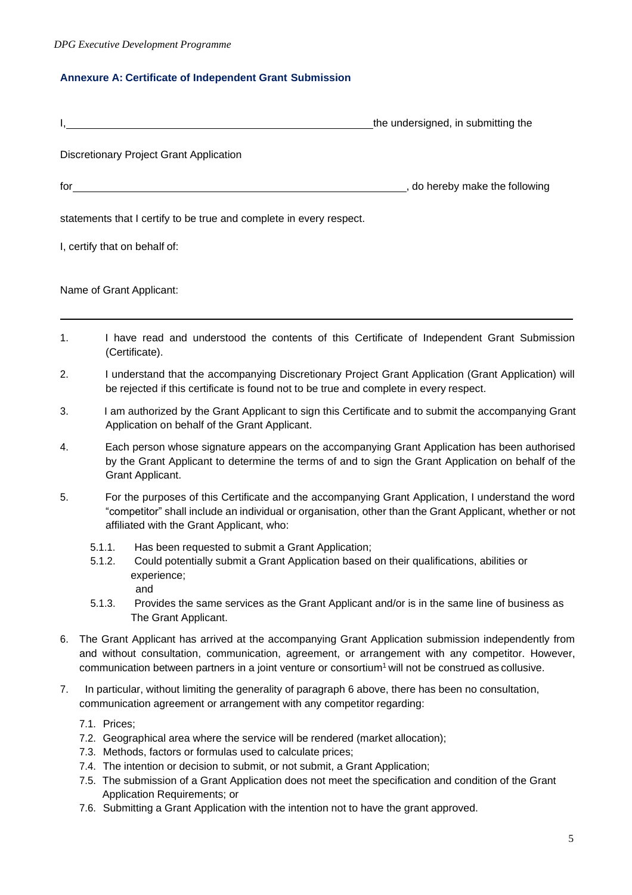## Annexure A: Certificate of Independent Grant Submission

I, \_\_\_\_\_\_\_\_\_\_\_\_\_\_\_\_\_\_\_\_\_\_\_\_\_\_\_\_\_\_\_\_\_\_\_\_\_\_\_\_\_\_\_\_\_\_\_\_ the undersigned, in submitting the

Discretionary Project Grant Application

for \_\_\_\_\_\_\_\_\_\_\_\_\_\_\_\_\_\_\_\_\_\_\_\_\_\_\_\_\_\_\_\_\_\_\_\_\_\_\_\_\_\_\_\_\_\_\_\_\_\_\_\_\_, do hereby make the following

statements that I certify to be true and complete in every respect.

I, certify that on behalf of:

Name of Grant Applicant:

---

1. I have read and understood the contents of this Certificate of Independent Grant Submission (Certificate).
2. I understand that the accompanying Discretionary Project Grant Application (Grant Application) will be rejected if this certificate is found not to be true and complete in every respect.
3. I am authorized by the Grant Applicant to sign this Certificate and to submit the accompanying Grant Application on behalf of the Grant Applicant.
4. Each person whose signature appears on the accompanying Grant Application has been authorised by the Grant Applicant to determine the terms of and to sign the Grant Application on behalf of the Grant Applicant.
5. For the purposes of this Certificate and the accompanying Grant Application, I understand the word "competitor" shall include an individual or organisation, other than the Grant Applicant, whether or not affiliated with the Grant Applicant, who:
   - 5.1.1. Has been requested to submit a Grant Application;
   - 5.1.2. Could potentially submit a Grant Application based on their qualifications, abilities or experience;
     and
   - 5.1.3. Provides the same services as the Grant Applicant and/or is in the same line of business as The Grant Applicant.
6. The Grant Applicant has arrived at the accompanying Grant Application submission independently from and without consultation, communication, agreement, or arrangement with any competitor. However, communication between partners in a joint venture or consortium[1] will not be construed as collusive.
7. In particular, without limiting the generality of paragraph 6 above, there has been no consultation, communication agreement or arrangement with any competitor regarding:
   - 7.1. Prices;
   - 7.2. Geographical area where the service will be rendered (market allocation);
   - 7.3. Methods, factors or formulas used to calculate prices;
   - 7.4. The intention or decision to submit, or not submit, a Grant Application;
   - 7.5. The submission of a Grant Application does not meet the specification and condition of the Grant Application Requirements; or
   - 7.6. Submitting a Grant Application with the intention not to have the grant approved.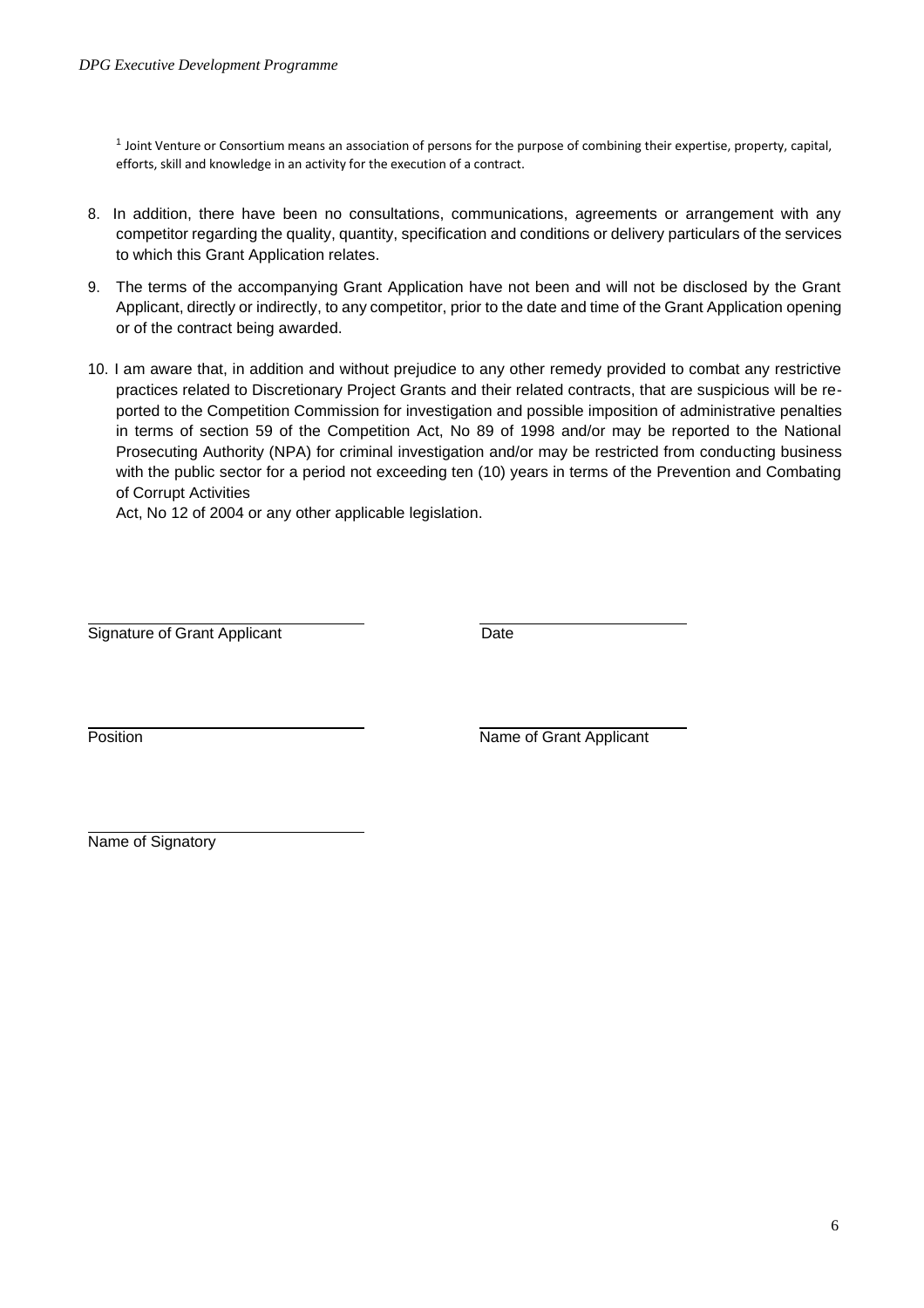[1] Joint Venture or Consortium means an association of persons for the purpose of combining their expertise, property, capital, efforts, skill and knowledge in an activity for the execution of a contract.

8. In addition, there have been no consultations, communications, agreements or arrangement with any competitor regarding the quality, quantity, specification and conditions or delivery particulars of the services to which this Grant Application relates.

9. The terms of the accompanying Grant Application have not been and will not be disclosed by the Grant Applicant, directly or indirectly, to any competitor, prior to the date and time of the Grant Application opening or of the contract being awarded.

10. I am aware that, in addition and without prejudice to any other remedy provided to combat any restrictive practices related to Discretionary Project Grants and their related contracts, that are suspicious will be reported to the Competition Commission for investigation and possible imposition of administrative penalties in terms of section 59 of the Competition Act, No 89 of 1998 and/or may be reported to the National Prosecuting Authority (NPA) for criminal investigation and/or may be restricted from conducting business with the public sector for a period not exceeding ten (10) years in terms of the Prevention and Combating of Corrupt Activities Act, No 12 of 2004 or any other applicable legislation.

\_\_\_\_\_\_\_\_\_\_\_\_\_\_\_\_\_\_\_\_\_\_\_\_\_\_\_\_\_\_ \_\_\_\_\_\_\_\_\_\_\_\_\_\_\_\_\_\_\_\_

Signature of Grant Applicant Date

\_\_\_\_\_\_\_\_\_\_\_\_\_\_\_\_\_\_\_\_\_\_\_\_\_\_\_\_\_\_ \_\_\_\_\_\_\_\_\_\_\_\_\_\_\_\_\_\_\_\_

Position Name of Grant Applicant

\_\_\_\_\_\_\_\_\_\_\_\_\_\_\_\_\_\_\_\_\_\_\_\_\_\_\_\_\_\_

Name of Signatory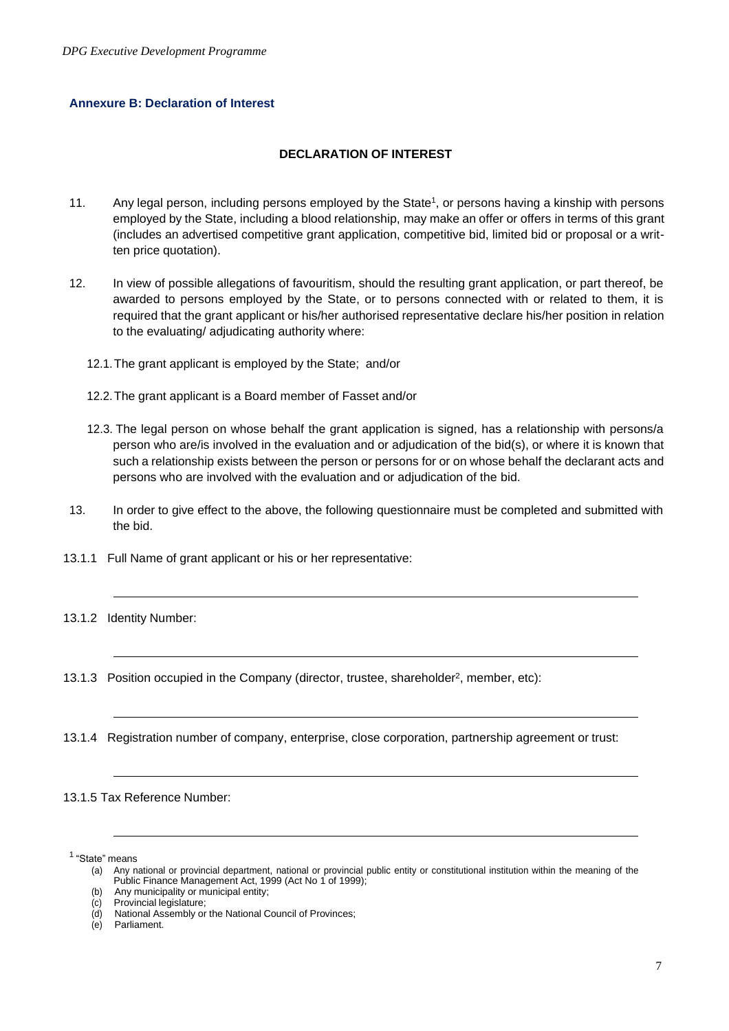### Annexure B: Declaration of Interest

**DECLARATION OF INTEREST**

11. Any legal person, including persons employed by the State[1], or persons having a kinship with persons employed by the State, including a blood relationship, may make an offer or offers in terms of this grant (includes an advertised competitive grant application, competitive bid, limited bid or proposal or a written price quotation).

12. In view of possible allegations of favouritism, should the resulting grant application, or part thereof, be awarded to persons employed by the State, or to persons connected with or related to them, it is required that the grant applicant or his/her authorised representative declare his/her position in relation to the evaluating/ adjudicating authority where:

    12.1. The grant applicant is employed by the State; and/or

    12.2. The grant applicant is a Board member of Fasset and/or

    12.3. The legal person on whose behalf the grant application is signed, has a relationship with persons/a person who are/is involved in the evaluation and or adjudication of the bid(s), or where it is known that such a relationship exists between the person or persons for or on whose behalf the declarant acts and persons who are involved with the evaluation and or adjudication of the bid.

13. In order to give effect to the above, the following questionnaire must be completed and submitted with the bid.

13.1.1 Full Name of grant applicant or his or her representative:

\_\_\_\_\_\_\_\_\_\_\_\_\_\_\_\_\_\_\_\_\_\_\_\_\_\_\_\_\_\_\_\_\_\_\_\_\_\_\_\_\_\_\_\_\_\_\_\_\_\_\_\_\_\_\_\_\_\_\_\_

13.1.2 Identity Number:

\_\_\_\_\_\_\_\_\_\_\_\_\_\_\_\_\_\_\_\_\_\_\_\_\_\_\_\_\_\_\_\_\_\_\_\_\_\_\_\_\_\_\_\_\_\_\_\_\_\_\_\_\_\_\_\_\_\_\_\_

13.1.3 Position occupied in the Company (director, trustee, shareholder[2], member, etc):

\_\_\_\_\_\_\_\_\_\_\_\_\_\_\_\_\_\_\_\_\_\_\_\_\_\_\_\_\_\_\_\_\_\_\_\_\_\_\_\_\_\_\_\_\_\_\_\_\_\_\_\_\_\_\_\_\_\_\_\_

13.1.4 Registration number of company, enterprise, close corporation, partnership agreement or trust:

\_\_\_\_\_\_\_\_\_\_\_\_\_\_\_\_\_\_\_\_\_\_\_\_\_\_\_\_\_\_\_\_\_\_\_\_\_\_\_\_\_\_\_\_\_\_\_\_\_\_\_\_\_\_\_\_\_\_\_\_

13.1.5 Tax Reference Number:

\_\_\_\_\_\_\_\_\_\_\_\_\_\_\_\_\_\_\_\_\_\_\_\_\_\_\_\_\_\_\_\_\_\_\_\_\_\_\_\_\_\_\_\_\_\_\_\_\_\_\_\_\_\_\_\_\_\_\_\_

---

[1] "State" means

(a) Any national or provincial department, national or provincial public entity or constitutional institution within the meaning of the Public Finance Management Act, 1999 (Act No 1 of 1999);
(b) Any municipality or municipal entity;
(c) Provincial legislature;
(d) National Assembly or the National Council of Provinces;
(e) Parliament.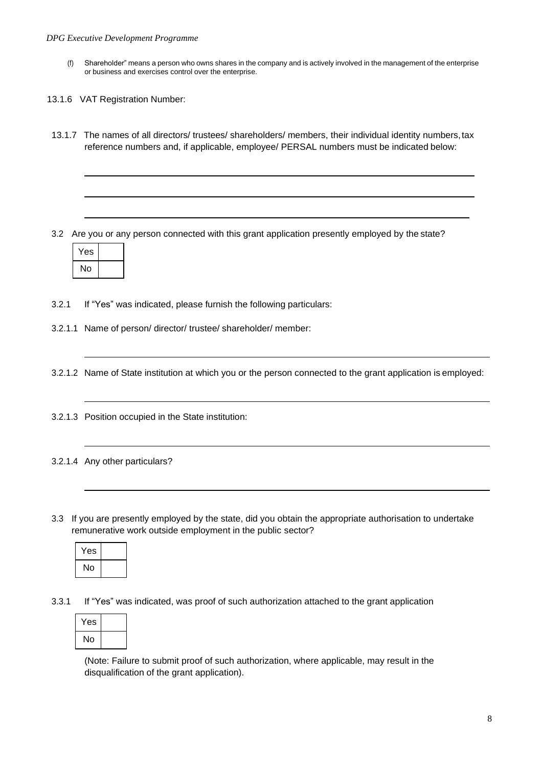(f) Shareholder" means a person who owns shares in the company and is actively involved in the management of the enterprise or business and exercises control over the enterprise.

13.1.6 VAT Registration Number:

13.1.7 The names of all directors/ trustees/ shareholders/ members, their individual identity numbers, tax reference numbers and, if applicable, employee/ PERSAL numbers must be indicated below:

\_\_\_\_\_\_\_\_\_\_\_\_\_\_\_\_\_\_\_\_\_\_\_\_\_\_\_\_\_\_\_\_\_\_\_\_\_\_\_\_\_\_\_\_\_\_\_\_\_\_\_\_\_\_\_\_\_\_\_\_

\_\_\_\_\_\_\_\_\_\_\_\_\_\_\_\_\_\_\_\_\_\_\_\_\_\_\_\_\_\_\_\_\_\_\_\_\_\_\_\_\_\_\_\_\_\_\_\_\_\_\_\_\_\_\_\_\_\_\_\_

\_\_\_\_\_\_\_\_\_\_\_\_\_\_\_\_\_\_\_\_\_\_\_\_\_\_\_\_\_\_\_\_\_\_\_\_\_\_\_\_\_\_\_\_\_\_\_\_\_\_\_\_\_\_\_\_\_\_\_\_

3.2 Are you or any person connected with this grant application presently employed by the state?

| Yes | |
|---|---|
| No | |

3.2.1 If "Yes" was indicated, please furnish the following particulars:

3.2.1.1 Name of person/ director/ trustee/ shareholder/ member:

\_\_\_\_\_\_\_\_\_\_\_\_\_\_\_\_\_\_\_\_\_\_\_\_\_\_\_\_\_\_\_\_\_\_\_\_\_\_\_\_\_\_\_\_\_\_\_\_\_\_\_\_\_\_\_\_\_\_\_\_

3.2.1.2 Name of State institution at which you or the person connected to the grant application is employed:

\_\_\_\_\_\_\_\_\_\_\_\_\_\_\_\_\_\_\_\_\_\_\_\_\_\_\_\_\_\_\_\_\_\_\_\_\_\_\_\_\_\_\_\_\_\_\_\_\_\_\_\_\_\_\_\_\_\_\_\_

3.2.1.3 Position occupied in the State institution:

\_\_\_\_\_\_\_\_\_\_\_\_\_\_\_\_\_\_\_\_\_\_\_\_\_\_\_\_\_\_\_\_\_\_\_\_\_\_\_\_\_\_\_\_\_\_\_\_\_\_\_\_\_\_\_\_\_\_\_\_

3.2.1.4 Any other particulars?

\_\_\_\_\_\_\_\_\_\_\_\_\_\_\_\_\_\_\_\_\_\_\_\_\_\_\_\_\_\_\_\_\_\_\_\_\_\_\_\_\_\_\_\_\_\_\_\_\_\_\_\_\_\_\_\_\_\_\_\_

3.3 If you are presently employed by the state, did you obtain the appropriate authorisation to undertake remunerative work outside employment in the public sector?

| Yes | |
|---|---|
| No | |

3.3.1 If "Yes" was indicated, was proof of such authorization attached to the grant application

| Yes | |
|---|---|
| No | |

(Note: Failure to submit proof of such authorization, where applicable, may result in the disqualification of the grant application).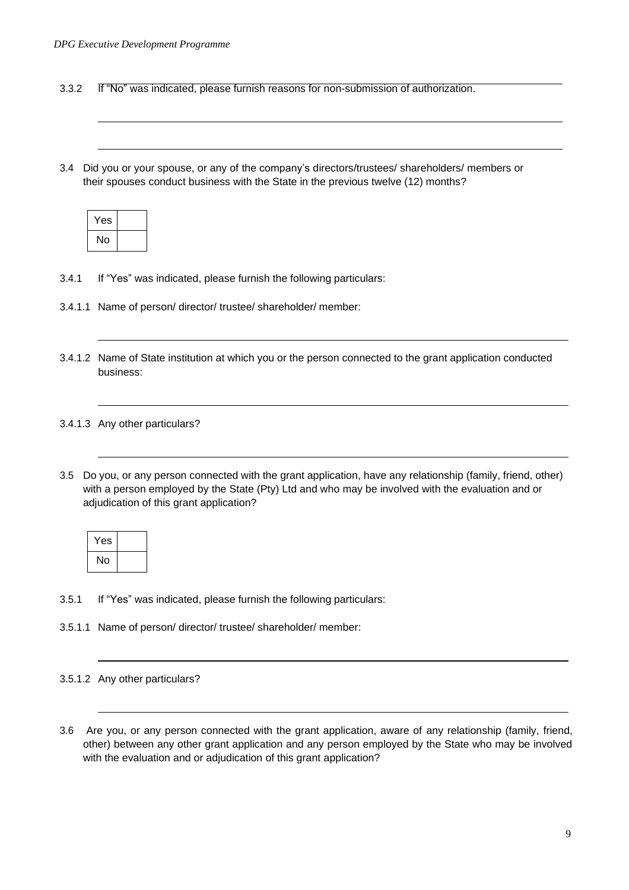3.3.2 If "No" was indicated, please furnish reasons for non-submission of authorization.

3.4 Did you or your spouse, or any of the company's directors/trustees/ shareholders/ members or their spouses conduct business with the State in the previous twelve (12) months?

| Yes | |
|---|---|
| No | |

3.4.1 If "Yes" was indicated, please furnish the following particulars:

3.4.1.1 Name of person/ director/ trustee/ shareholder/ member:

3.4.1.2 Name of State institution at which you or the person connected to the grant application conducted business:

3.4.1.3 Any other particulars?

3.5 Do you, or any person connected with the grant application, have any relationship (family, friend, other) with a person employed by the State (Pty) Ltd and who may be involved with the evaluation and or adjudication of this grant application?

| Yes | |
|---|---|
| No | |

3.5.1 If "Yes" was indicated, please furnish the following particulars:

3.5.1.1 Name of person/ director/ trustee/ shareholder/ member:

3.5.1.2 Any other particulars?

3.6 Are you, or any person connected with the grant application, aware of any relationship (family, friend, other) between any other grant application and any person employed by the State who may be involved with the evaluation and or adjudication of this grant application?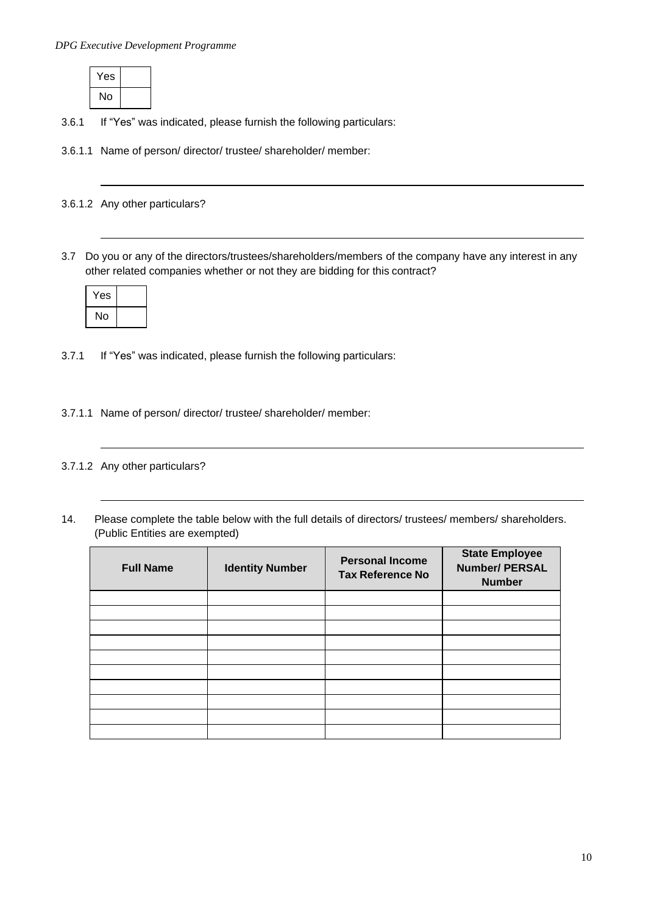| Yes | |
|---|---|
| No | |

3.6.1 If "Yes" was indicated, please furnish the following particulars:

3.6.1.1 Name of person/ director/ trustee/ shareholder/ member:

_______________________________________________________________

3.6.1.2 Any other particulars?

_______________________________________________________________

3.7 Do you or any of the directors/trustees/shareholders/members of the company have any interest in any other related companies whether or not they are bidding for this contract?

| Yes | |
|---|---|
| No | |

3.7.1 If "Yes" was indicated, please furnish the following particulars:

3.7.1.1 Name of person/ director/ trustee/ shareholder/ member:

_______________________________________________________________

3.7.1.2 Any other particulars?

_______________________________________________________________

14. Please complete the table below with the full details of directors/ trustees/ members/ shareholders. (Public Entities are exempted)

| Full Name | Identity Number | Personal Income Tax Reference No | State Employee Number/ PERSAL Number |
|---|---|---|---|
| | | | |
| | | | |
| | | | |
| | | | |
| | | | |
| | | | |
| | | | |
| | | | |
| | | | |
| | | | |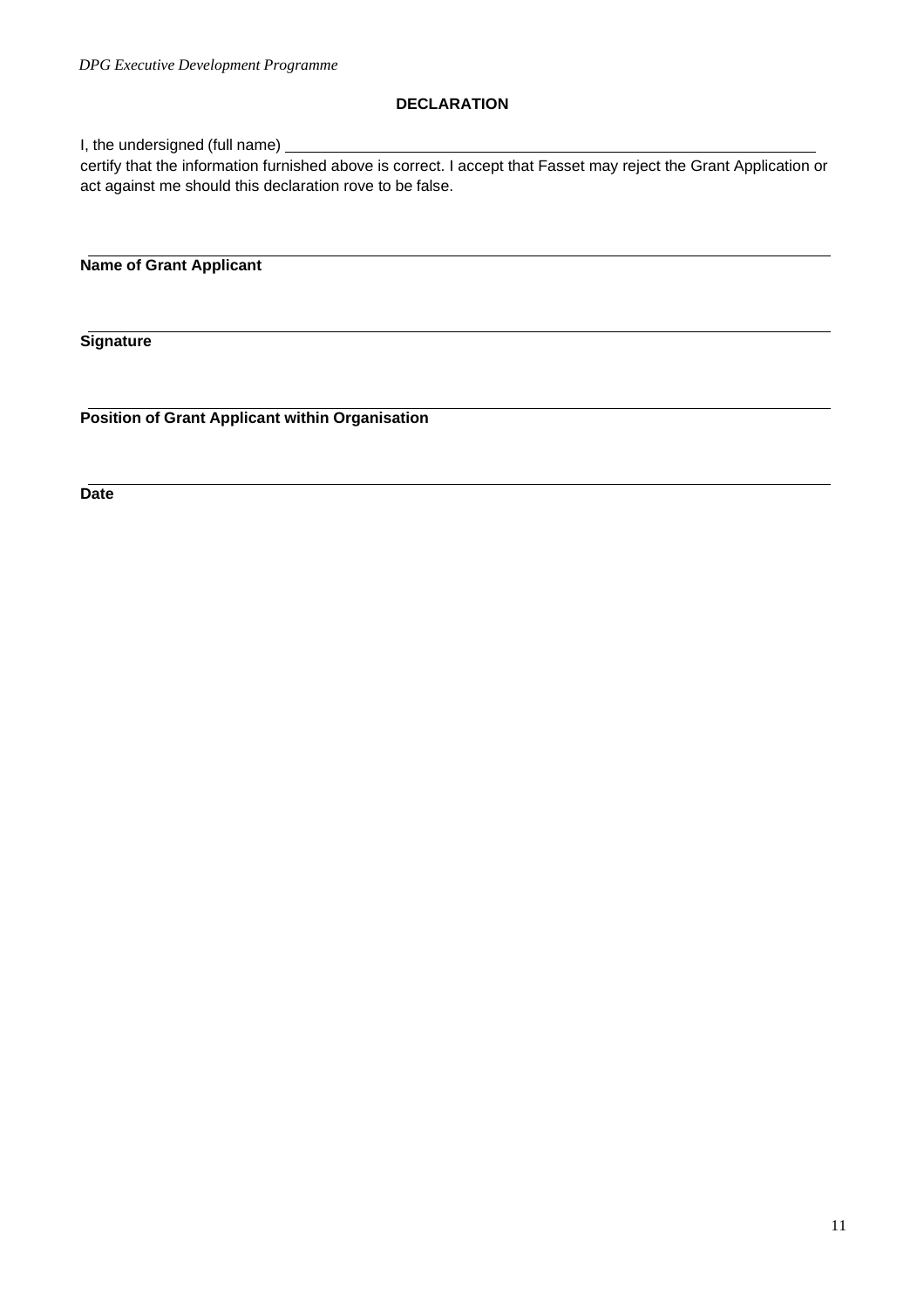**DECLARATION**

I, the undersigned (full name) \_\_\_\_\_\_\_\_\_\_\_\_\_\_\_\_\_\_\_\_\_\_\_\_\_\_\_\_\_\_\_\_\_\_\_\_\_\_\_\_\_\_\_\_\_\_\_\_\_\_\_\_\_\_\_\_\_\_\_\_
certify that the information furnished above is correct. I accept that Fasset may reject the Grant Application or act against me should this declaration rove to be false.

\_\_\_\_\_\_\_\_\_\_\_\_\_\_\_\_\_\_\_\_\_\_\_\_\_\_\_\_\_\_\_\_\_\_\_\_\_\_\_\_\_\_\_\_\_\_\_\_\_\_\_\_\_\_\_\_\_\_\_\_
**Name of Grant Applicant**

\_\_\_\_\_\_\_\_\_\_\_\_\_\_\_\_\_\_\_\_\_\_\_\_\_\_\_\_\_\_\_\_\_\_\_\_\_\_\_\_\_\_\_\_\_\_\_\_\_\_\_\_\_\_\_\_\_\_\_\_
**Signature**

\_\_\_\_\_\_\_\_\_\_\_\_\_\_\_\_\_\_\_\_\_\_\_\_\_\_\_\_\_\_\_\_\_\_\_\_\_\_\_\_\_\_\_\_\_\_\_\_\_\_\_\_\_\_\_\_\_\_\_\_
**Position of Grant Applicant within Organisation**

\_\_\_\_\_\_\_\_\_\_\_\_\_\_\_\_\_\_\_\_\_\_\_\_\_\_\_\_\_\_\_\_\_\_\_\_\_\_\_\_\_\_\_\_\_\_\_\_\_\_\_\_\_\_\_\_\_\_\_\_
**Date**